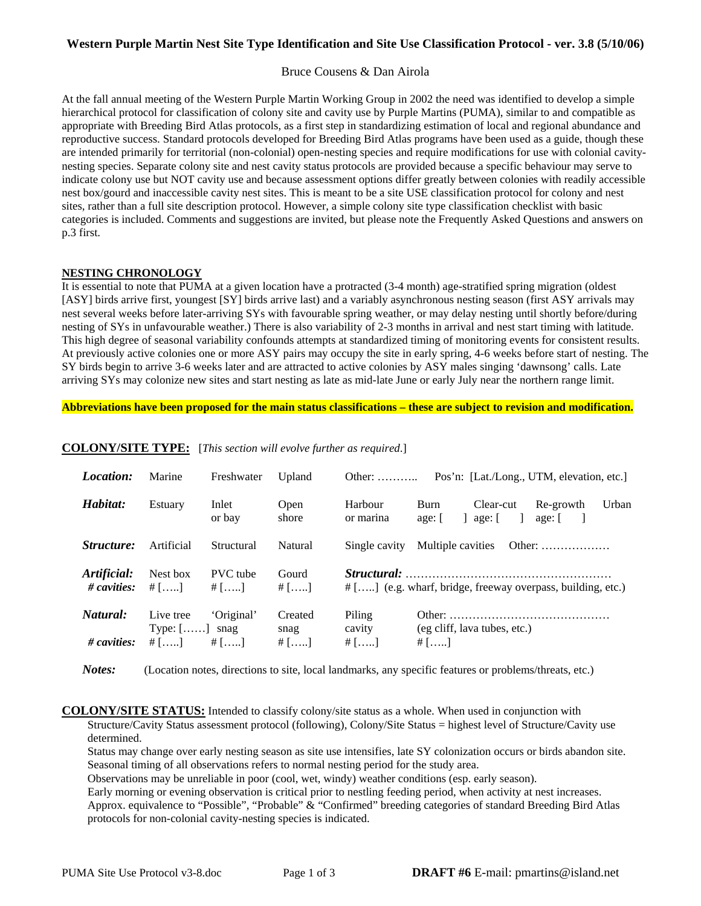# Western Purple Martin Nest Site Type Identification and Site Use Classification Protocol - ver. 3.8 (5/10/06)

Bruce Cousens & Dan Airola

At the fall annual meeting of the Western Purple Martin Working Group in 2002 the need was identified to develop a simple hierarchical protocol for classification of colony site and cavity use by Purple Martins (PUMA), similar to and compatible as appropriate with Breeding Bird Atlas protocols, as a first step in standardizing estimation of local and regional abundance and reproductive success. Standard protocols developed for Breeding Bird Atlas programs have been used as a guide, though these are intended primarily for territorial (non-colonial) open-nesting species and require modifications for use with colonial cavity-nesting species. Separate colony site and nest cavity status protocols are provided because a specific behaviour may serve to indicate colony use but NOT cavity use and because assessment options differ greatly between colonies with readily accessible nest box/gourd and inaccessible cavity nest sites. This is meant to be a site USE classification protocol for colony and nest sites, rather than a full site description protocol. However, a simple colony site type classification checklist with basic categories is included. Comments and suggestions are invited, but please note the Frequently Asked Questions and answers on p.3 first.

## NESTING CHRONOLOGY

It is essential to note that PUMA at a given location have a protracted (3-4 month) age-stratified spring migration (oldest [ASY] birds arrive first, youngest [SY] birds arrive last) and a variably asynchronous nesting season (first ASY arrivals may nest several weeks before later-arriving SYs with favourable spring weather, or may delay nesting until shortly before/during nesting of SYs in unfavourable weather.) There is also variability of 2-3 months in arrival and nest start timing with latitude. This high degree of seasonal variability confounds attempts at standardized timing of monitoring events for consistent results. At previously active colonies one or more ASY pairs may occupy the site in early spring, 4-6 weeks before start of nesting. The SY birds begin to arrive 3-6 weeks later and are attracted to active colonies by ASY males singing 'dawnsong' calls. Late arriving SYs may colonize new sites and start nesting as late as mid-late June or early July near the northern range limit.

**Abbreviations have been proposed for the main status classifications – these are subject to revision and modification.**

## COLONY/SITE TYPE: [*This section will evolve further as required*.]

| | | | | | | | | |
|---|---|---|---|---|---|---|---|---|
| ***Location:*** | Marine | Freshwater | Upland | Other: ……….. | Pos'n: [Lat./Long., UTM, elevation, etc.] | | | |
| ***Habitat:*** | Estuary | Inlet or bay | Open shore | Harbour or marina | Burn age: [ ] | Clear-cut age: [ ] | Re-growth age: [ ] | Urban |
| ***Structure:*** | Artificial | Structural | Natural | Single cavity | Multiple cavities | Other: ……………… | | |
| ***Artificial:*** ***# cavities:*** | Nest box # […..] | PVC tube # […..] | Gourd # […..] | ***Structural:*** ……………………………………………… # […..] (e.g. wharf, bridge, freeway overpass, building, etc.) | | | | |
| ***Natural:*** ***# cavities:*** | Live tree Type: [……] # […..] | 'Original' snag # […..] | Created snag # […..] | Piling cavity # […..] | Other: …………………………………… (eg cliff, lava tubes, etc.) # […..] | | | |

***Notes:*** (Location notes, directions to site, local landmarks, any specific features or problems/threats, etc.)

**COLONY/SITE STATUS:** Intended to classify colony/site status as a whole. When used in conjunction with Structure/Cavity Status assessment protocol (following), Colony/Site Status = highest level of Structure/Cavity use determined.

Status may change over early nesting season as site use intensifies, late SY colonization occurs or birds abandon site.
Seasonal timing of all observations refers to normal nesting period for the study area.
Observations may be unreliable in poor (cool, wet, windy) weather conditions (esp. early season).
Early morning or evening observation is critical prior to nestling feeding period, when activity at nest increases.
Approx. equivalence to "Possible", "Probable" & "Confirmed" breeding categories of standard Breeding Bird Atlas protocols for non-colonial cavity-nesting species is indicated.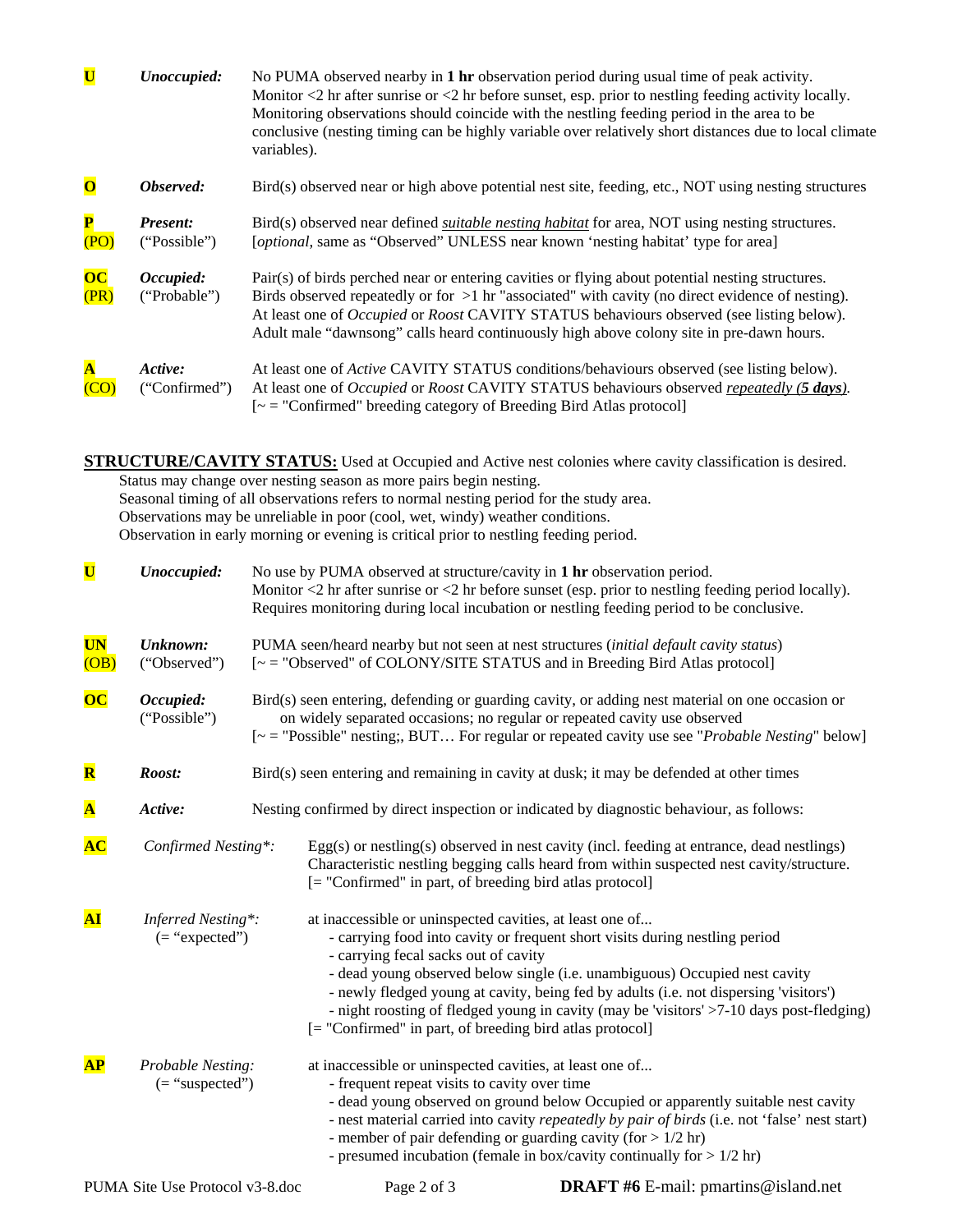| | | |
|---|---|---|
| **U** | ***Unoccupied:*** | No PUMA observed nearby in **1 hr** observation period during usual time of peak activity. Monitor <2 hr after sunrise or <2 hr before sunset, esp. prior to nestling feeding activity locally. Monitoring observations should coincide with the nestling feeding period in the area to be conclusive (nesting timing can be highly variable over relatively short distances due to local climate variables). |
| **O** | ***Observed:*** | Bird(s) observed near or high above potential nest site, feeding, etc., NOT using nesting structures |
| **P** (PO) | ***Present:*** ("Possible") | Bird(s) observed near defined ***suitable nesting habitat*** for area, NOT using nesting structures. [*optional*, same as "Observed" UNLESS near known 'nesting habitat' type for area] |
| **OC** (PR) | ***Occupied:*** ("Probable") | Pair(s) of birds perched near or entering cavities or flying about potential nesting structures. Birds observed repeatedly or for >1 hr "associated" with cavity (no direct evidence of nesting). At least one of *Occupied* or *Roost* CAVITY STATUS behaviours observed (see listing below). Adult male "dawnsong" calls heard continuously high above colony site in pre-dawn hours. |
| **A** (CO) | ***Active:*** ("Confirmed") | At least one of *Active* CAVITY STATUS conditions/behaviours observed (see listing below). At least one of *Occupied* or *Roost* CAVITY STATUS behaviours observed *repeatedly (**5 days**)*. [~ = "Confirmed" breeding category of Breeding Bird Atlas protocol] |

**STRUCTURE/CAVITY STATUS:** Used at Occupied and Active nest colonies where cavity classification is desired.
Status may change over nesting season as more pairs begin nesting.
Seasonal timing of all observations refers to normal nesting period for the study area.
Observations may be unreliable in poor (cool, wet, windy) weather conditions.
Observation in early morning or evening is critical prior to nestling feeding period.

| | | |
|---|---|---|
| **U** | ***Unoccupied:*** | No use by PUMA observed at structure/cavity in **1 hr** observation period. Monitor <2 hr after sunrise or <2 hr before sunset (esp. prior to nestling feeding period locally). Requires monitoring during local incubation or nestling feeding period to be conclusive. |
| **UN** (OB) | ***Unknown:*** ("Observed") | PUMA seen/heard nearby but not seen at nest structures (*initial default cavity status*) [~ = "Observed" of COLONY/SITE STATUS and in Breeding Bird Atlas protocol] |
| **OC** | ***Occupied:*** ("Possible") | Bird(s) seen entering, defending or guarding cavity, or adding nest material on one occasion or on widely separated occasions; no regular or repeated cavity use observed [~ = "Possible" nesting;, BUT… For regular or repeated cavity use see "*Probable Nesting*" below] |
| **R** | ***Roost:*** | Bird(s) seen entering and remaining in cavity at dusk; it may be defended at other times |
| **A** | ***Active:*** | Nesting confirmed by direct inspection or indicated by diagnostic behaviour, as follows: |
| **AC** | *Confirmed Nesting\*:* | Egg(s) or nestling(s) observed in nest cavity (incl. feeding at entrance, dead nestlings) Characteristic nestling begging calls heard from within suspected nest cavity/structure. [= "Confirmed" in part, of breeding bird atlas protocol] |
| **AI** | *Inferred Nesting\*:* (= "expected") | at inaccessible or uninspected cavities, at least one of...<br>- carrying food into cavity or frequent short visits during nestling period<br>- carrying fecal sacks out of cavity<br>- dead young observed below single (i.e. unambiguous) Occupied nest cavity<br>- newly fledged young at cavity, being fed by adults (i.e. not dispersing 'visitors')<br>- night roosting of fledged young in cavity (may be 'visitors' >7-10 days post-fledging)<br>[= "Confirmed" in part, of breeding bird atlas protocol] |
| **AP** | *Probable Nesting:* (= "suspected") | at inaccessible or uninspected cavities, at least one of...<br>- frequent repeat visits to cavity over time<br>- dead young observed on ground below Occupied or apparently suitable nest cavity<br>- nest material carried into cavity *repeatedly by pair of birds* (i.e. not 'false' nest start)<br>- member of pair defending or guarding cavity (for > 1/2 hr)<br>- presumed incubation (female in box/cavity continually for > 1/2 hr) |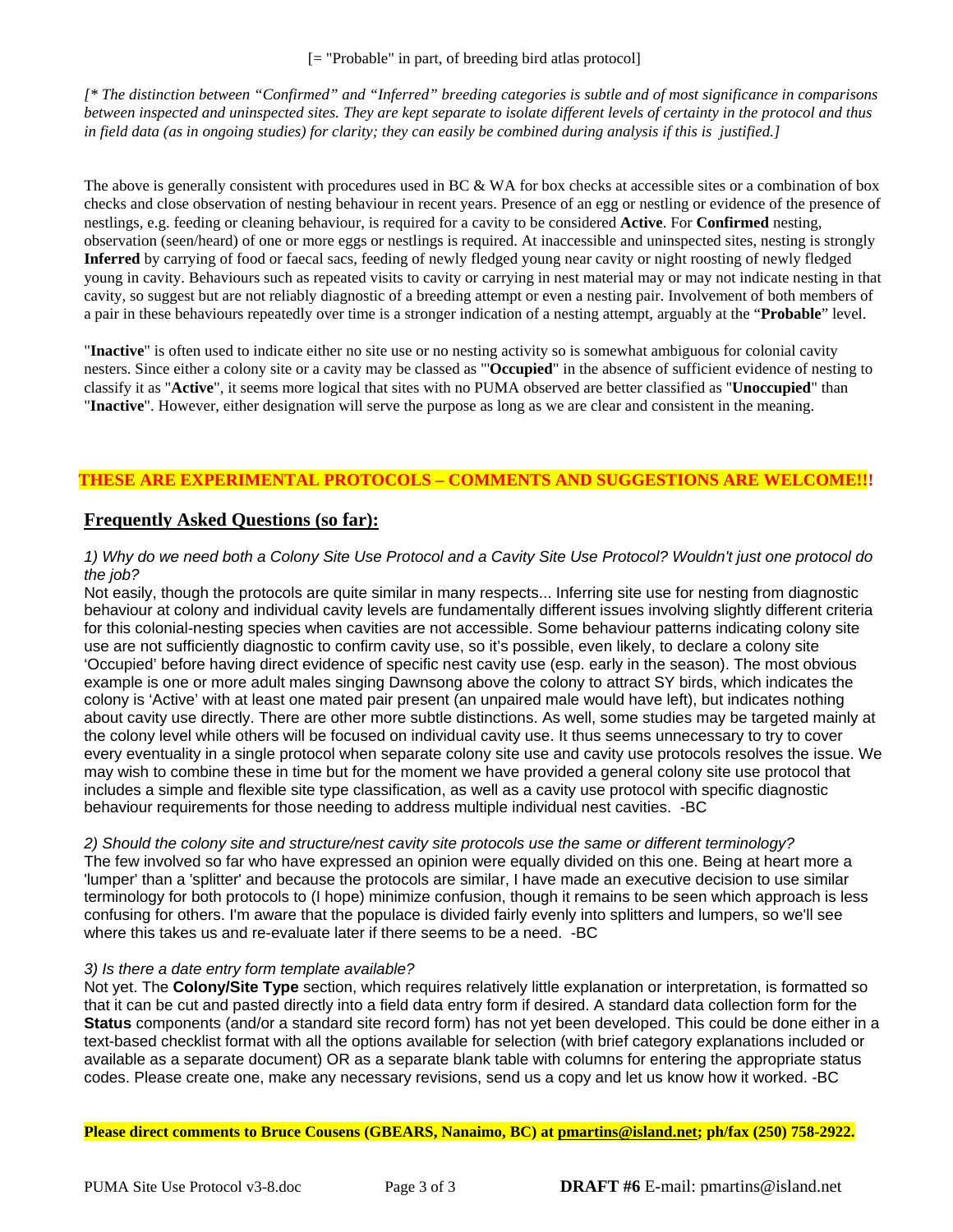[= "Probable" in part, of breeding bird atlas protocol]

*[\* The distinction between "Confirmed" and "Inferred" breeding categories is subtle and of most significance in comparisons between inspected and uninspected sites. They are kept separate to isolate different levels of certainty in the protocol and thus in field data (as in ongoing studies) for clarity; they can easily be combined during analysis if this is justified.]*

The above is generally consistent with procedures used in BC & WA for box checks at accessible sites or a combination of box checks and close observation of nesting behaviour in recent years. Presence of an egg or nestling or evidence of the presence of nestlings, e.g. feeding or cleaning behaviour, is required for a cavity to be considered **Active**. For **Confirmed** nesting, observation (seen/heard) of one or more eggs or nestlings is required. At inaccessible and uninspected sites, nesting is strongly **Inferred** by carrying of food or faecal sacs, feeding of newly fledged young near cavity or night roosting of newly fledged young in cavity. Behaviours such as repeated visits to cavity or carrying in nest material may or may not indicate nesting in that cavity, so suggest but are not reliably diagnostic of a breeding attempt or even a nesting pair. Involvement of both members of a pair in these behaviours repeatedly over time is a stronger indication of a nesting attempt, arguably at the "**Probable**" level.

"**Inactive**" is often used to indicate either no site use or no nesting activity so is somewhat ambiguous for colonial cavity nesters. Since either a colony site or a cavity may be classed as "'**Occupied**" in the absence of sufficient evidence of nesting to classify it as "**Active**", it seems more logical that sites with no PUMA observed are better classified as "**Unoccupied**" than "**Inactive**". However, either designation will serve the purpose as long as we are clear and consistent in the meaning.

**THESE ARE EXPERIMENTAL PROTOCOLS – COMMENTS AND SUGGESTIONS ARE WELCOME!!!**

## Frequently Asked Questions (so far):

*1) Why do we need both a Colony Site Use Protocol and a Cavity Site Use Protocol? Wouldn't just one protocol do the job?*

Not easily, though the protocols are quite similar in many respects... Inferring site use for nesting from diagnostic behaviour at colony and individual cavity levels are fundamentally different issues involving slightly different criteria for this colonial-nesting species when cavities are not accessible. Some behaviour patterns indicating colony site use are not sufficiently diagnostic to confirm cavity use, so it's possible, even likely, to declare a colony site 'Occupied' before having direct evidence of specific nest cavity use (esp. early in the season). The most obvious example is one or more adult males singing Dawnsong above the colony to attract SY birds, which indicates the colony is 'Active' with at least one mated pair present (an unpaired male would have left), but indicates nothing about cavity use directly. There are other more subtle distinctions. As well, some studies may be targeted mainly at the colony level while others will be focused on individual cavity use. It thus seems unnecessary to try to cover every eventuality in a single protocol when separate colony site use and cavity use protocols resolves the issue. We may wish to combine these in time but for the moment we have provided a general colony site use protocol that includes a simple and flexible site type classification, as well as a cavity use protocol with specific diagnostic behaviour requirements for those needing to address multiple individual nest cavities. -BC

*2) Should the colony site and structure/nest cavity site protocols use the same or different terminology?*

The few involved so far who have expressed an opinion were equally divided on this one. Being at heart more a 'lumper' than a 'splitter' and because the protocols are similar, I have made an executive decision to use similar terminology for both protocols to (I hope) minimize confusion, though it remains to be seen which approach is less confusing for others. I'm aware that the populace is divided fairly evenly into splitters and lumpers, so we'll see where this takes us and re-evaluate later if there seems to be a need. -BC

*3) Is there a date entry form template available?*

Not yet. The **Colony/Site Type** section, which requires relatively little explanation or interpretation, is formatted so that it can be cut and pasted directly into a field data entry form if desired. A standard data collection form for the **Status** components (and/or a standard site record form) has not yet been developed. This could be done either in a text-based checklist format with all the options available for selection (with brief category explanations included or available as a separate document) OR as a separate blank table with columns for entering the appropriate status codes. Please create one, make any necessary revisions, send us a copy and let us know how it worked. -BC

**Please direct comments to Bruce Cousens (GBEARS, Nanaimo, BC) at pmartins@island.net; ph/fax (250) 758-2922.**